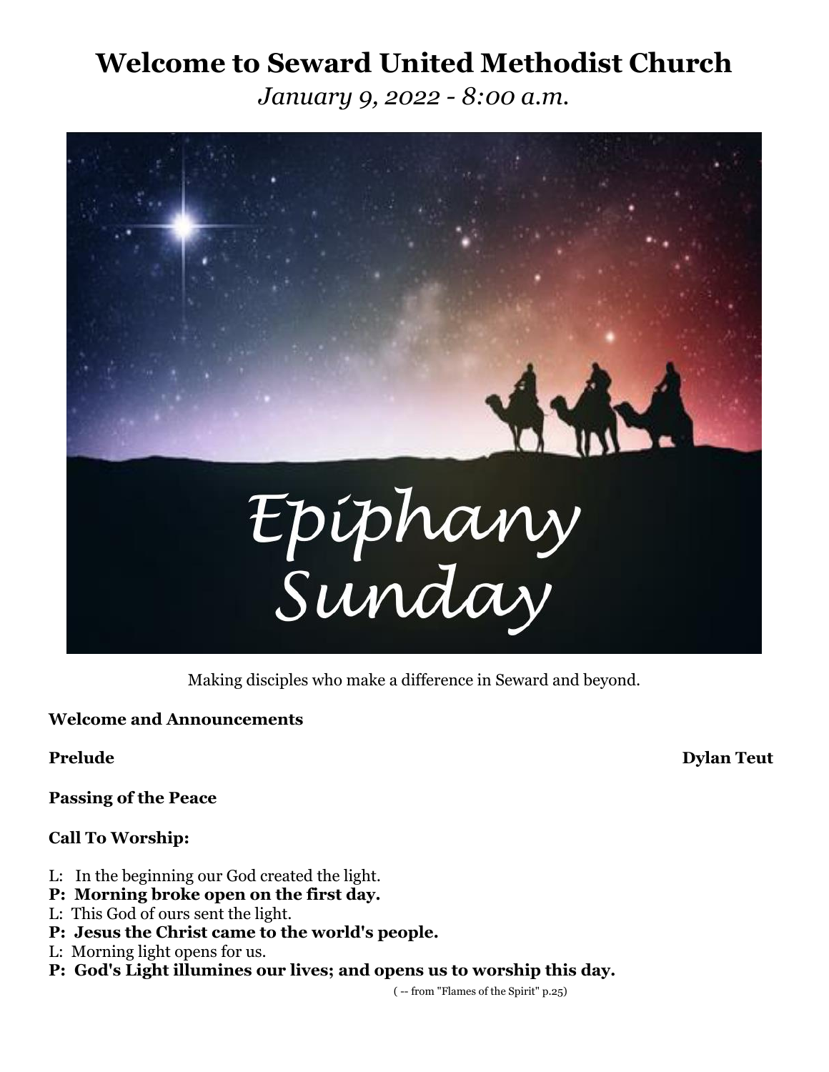# Welcome to Seward United Methodist Church

*January 9, 2022 - 8:00 a.m.*

Epiphany Sunday

Making disciples who make a difference in Seward and beyond.

**Welcome and Announcements**

**Prelude** **Dylan Teut**

**Passing of the Peace**

**Call To Worship:**

L: In the beginning our God created the light.

**P: Morning broke open on the first day.**

L: This God of ours sent the light.

**P: Jesus the Christ came to the world's people.**

L: Morning light opens for us.

**P: God's Light illumines our lives; and opens us to worship this day.**

( -- from "Flames of the Spirit" p.25)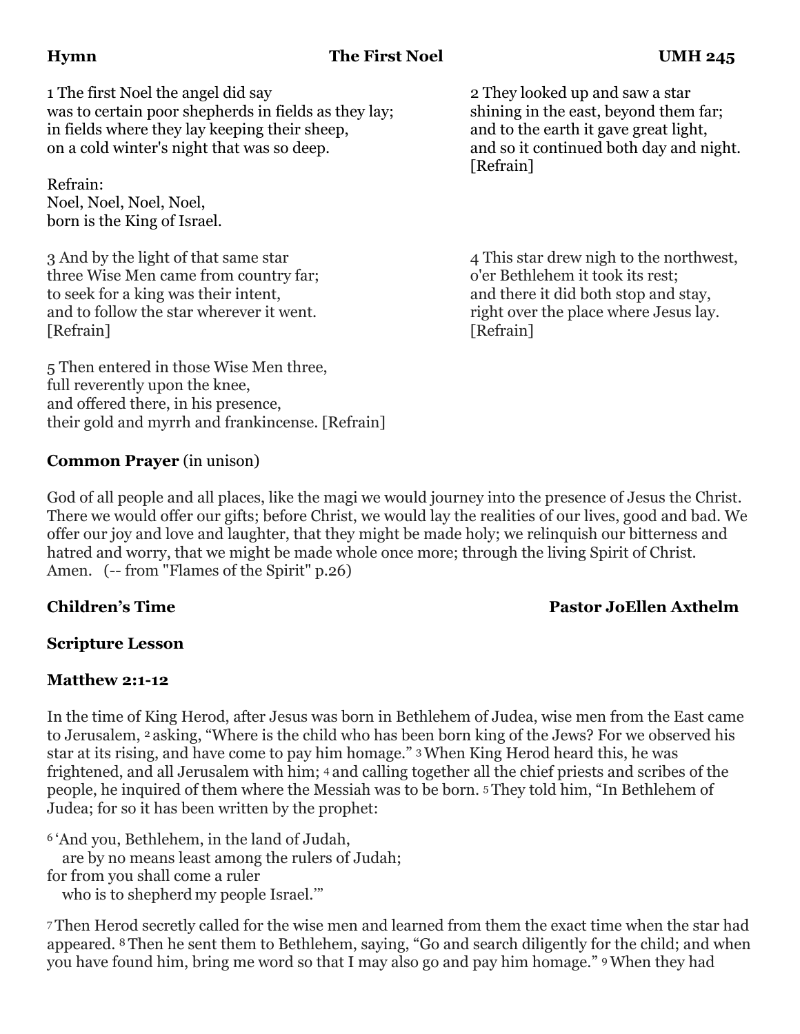**Hymn** **The First Noel** **UMH 245**

1 The first Noel the angel did say
was to certain poor shepherds in fields as they lay;
in fields where they lay keeping their sheep,
on a cold winter's night that was so deep.

Refrain:
Noel, Noel, Noel, Noel,
born is the King of Israel.

2 They looked up and saw a star
shining in the east, beyond them far;
and to the earth it gave great light,
and so it continued both day and night.
[Refrain]

3 And by the light of that same star
three Wise Men came from country far;
to seek for a king was their intent,
and to follow the star wherever it went.
[Refrain]

4 This star drew nigh to the northwest,
o'er Bethlehem it took its rest;
and there it did both stop and stay,
right over the place where Jesus lay.
[Refrain]

5 Then entered in those Wise Men three,
full reverently upon the knee,
and offered there, in his presence,
their gold and myrrh and frankincense. [Refrain]

**Common Prayer** (in unison)

God of all people and all places, like the magi we would journey into the presence of Jesus the Christ. There we would offer our gifts; before Christ, we would lay the realities of our lives, good and bad. We offer our joy and love and laughter, that they might be made holy; we relinquish our bitterness and hatred and worry, that we might be made whole once more; through the living Spirit of Christ. Amen. (-- from "Flames of the Spirit" p.26)

**Children's Time** **Pastor JoEllen Axthelm**

**Scripture Lesson**

**Matthew 2:1-12**

In the time of King Herod, after Jesus was born in Bethlehem of Judea, wise men from the East came to Jerusalem, 2 asking, "Where is the child who has been born king of the Jews? For we observed his star at its rising, and have come to pay him homage." 3 When King Herod heard this, he was frightened, and all Jerusalem with him; 4 and calling together all the chief priests and scribes of the people, he inquired of them where the Messiah was to be born. 5 They told him, "In Bethlehem of Judea; for so it has been written by the prophet:

6 'And you, Bethlehem, in the land of Judah,
are by no means least among the rulers of Judah;
for from you shall come a ruler
who is to shepherd my people Israel.'"

7 Then Herod secretly called for the wise men and learned from them the exact time when the star had appeared. 8 Then he sent them to Bethlehem, saying, "Go and search diligently for the child; and when you have found him, bring me word so that I may also go and pay him homage." 9 When they had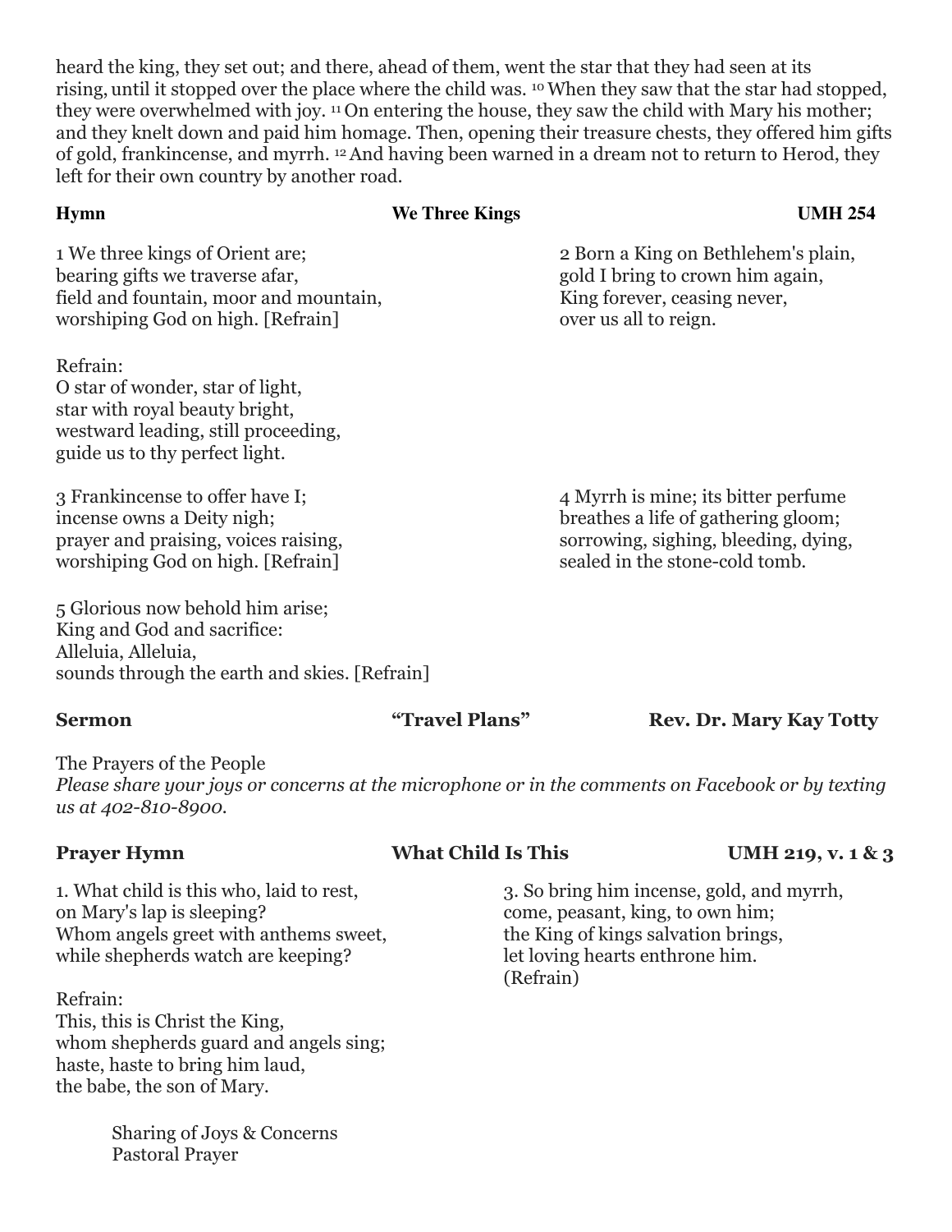heard the king, they set out; and there, ahead of them, went the star that they had seen at its rising, until it stopped over the place where the child was. [10] When they saw that the star had stopped, they were overwhelmed with joy. [11] On entering the house, they saw the child with Mary his mother; and they knelt down and paid him homage. Then, opening their treasure chests, they offered him gifts of gold, frankincense, and myrrh. [12] And having been warned in a dream not to return to Herod, they left for their own country by another road.

**Hymn** **We Three Kings** **UMH 254**

1 We three kings of Orient are;
bearing gifts we traverse afar,
field and fountain, moor and mountain,
worshiping God on high. [Refrain]

Refrain:
O star of wonder, star of light,
star with royal beauty bright,
westward leading, still proceeding,
guide us to thy perfect light.

2 Born a King on Bethlehem's plain,
gold I bring to crown him again,
King forever, ceasing never,
over us all to reign.

3 Frankincense to offer have I;
incense owns a Deity nigh;
prayer and praising, voices raising,
worshiping God on high. [Refrain]

4 Myrrh is mine; its bitter perfume
breathes a life of gathering gloom;
sorrowing, sighing, bleeding, dying,
sealed in the stone-cold tomb.

5 Glorious now behold him arise;
King and God and sacrifice:
Alleluia, Alleluia,
sounds through the earth and skies. [Refrain]

**Sermon** **"Travel Plans"** **Rev. Dr. Mary Kay Totty**

The Prayers of the People
*Please share your joys or concerns at the microphone or in the comments on Facebook or by texting us at 402-810-8900.*

**Prayer Hymn** **What Child Is This** **UMH 219, v. 1 & 3**

1. What child is this who, laid to rest,
on Mary's lap is sleeping?
Whom angels greet with anthems sweet,
while shepherds watch are keeping?

Refrain:
This, this is Christ the King,
whom shepherds guard and angels sing;
haste, haste to bring him laud,
the babe, the son of Mary.

3. So bring him incense, gold, and myrrh,
come, peasant, king, to own him;
the King of kings salvation brings,
let loving hearts enthrone him.
(Refrain)

Sharing of Joys & Concerns
Pastoral Prayer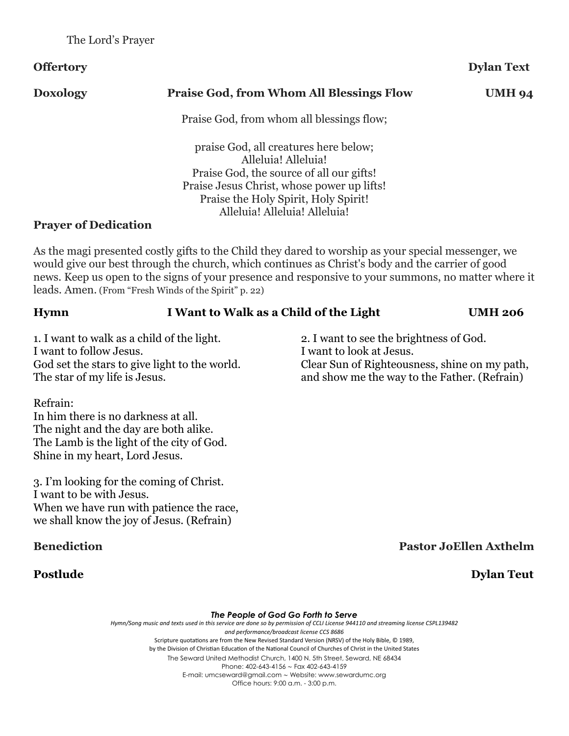The Lord's Prayer

**Offertory** **Dylan Text**

**Doxology** **Praise God, from Whom All Blessings Flow** **UMH 94**

Praise God, from whom all blessings flow;

praise God, all creatures here below;
Alleluia! Alleluia!
Praise God, the source of all our gifts!
Praise Jesus Christ, whose power up lifts!
Praise the Holy Spirit, Holy Spirit!
Alleluia! Alleluia! Alleluia!

**Prayer of Dedication**

As the magi presented costly gifts to the Child they dared to worship as your special messenger, we would give our best through the church, which continues as Christ's body and the carrier of good news. Keep us open to the signs of your presence and responsive to your summons, no matter where it leads. Amen. (From "Fresh Winds of the Spirit" p. 22)

**Hymn** **I Want to Walk as a Child of the Light** **UMH 206**

1. I want to walk as a child of the light.
I want to follow Jesus.
God set the stars to give light to the world.
The star of my life is Jesus.

Refrain:
In him there is no darkness at all.
The night and the day are both alike.
The Lamb is the light of the city of God.
Shine in my heart, Lord Jesus.

2. I want to see the brightness of God.
I want to look at Jesus.
Clear Sun of Righteousness, shine on my path,
and show me the way to the Father. (Refrain)

3. I'm looking for the coming of Christ.
I want to be with Jesus.
When we have run with patience the race,
we shall know the joy of Jesus. (Refrain)

**Benediction** **Pastor JoEllen Axthelm**

**Postlude** **Dylan Teut**

***The People of God Go Forth to Serve***
*Hymn/Song music and texts used in this service are done so by permission of CCLI License 944110 and streaming license CSPL139482 and performance/broadcast license CCS 8686*
Scripture quotations are from the New Revised Standard Version (NRSV) of the Holy Bible, © 1989, by the Division of Christian Education of the National Council of Churches of Christ in the United States
The Seward United Methodist Church, 1400 N. 5th Street, Seward, NE 68434
Phone: 402-643-4156 ~ Fax 402-643-4159
E-mail: umcseward@gmail.com ~ Website: www.sewardumc.org
Office hours: 9:00 a.m. - 3:00 p.m.